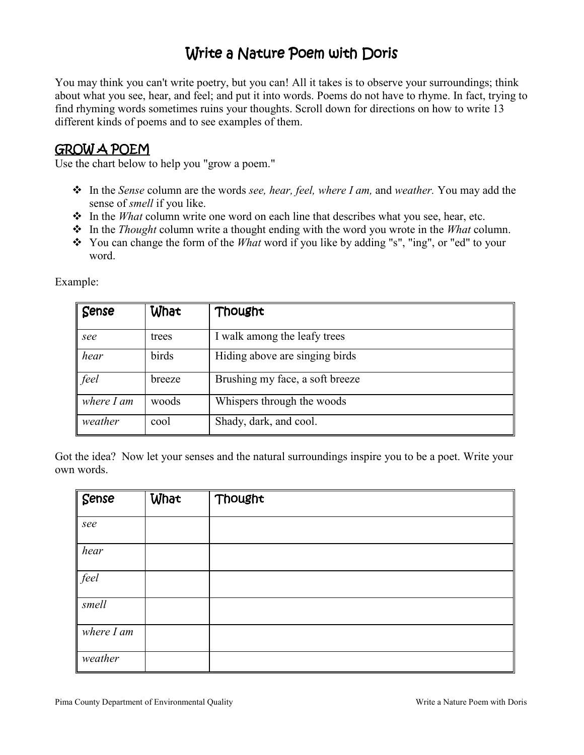# Write a Nature Poem with Doris

You may think you can't write poetry, but you can! All it takes is to observe your surroundings; think about what you see, hear, and feel; and put it into words. Poems do not have to rhyme. In fact, trying to find rhyming words sometimes ruins your thoughts. Scroll down for directions on how to write 13 different kinds of poems and to see examples of them.

## GROW A POEM

Use the chart below to help you "grow a poem."

- In the *Sense* column are the words *see, hear, feel, where I am,* and *weather.* You may add the sense of *smell* if you like.
- In the *What* column write one word on each line that describes what you see, hear, etc.
- In the *Thought* column write a thought ending with the word you wrote in the *What* column.
- You can change the form of the *What* word if you like by adding "s", "ing", or "ed" to your word.

Example:

| Sense | What | Thought |
|---|---|---|
| *see* | trees | I walk among the leafy trees |
| *hear* | birds | Hiding above are singing birds |
| *feel* | breeze | Brushing my face, a soft breeze |
| *where I am* | woods | Whispers through the woods |
| *weather* | cool | Shady, dark, and cool. |

Got the idea? Now let your senses and the natural surroundings inspire you to be a poet. Write your own words.

| Sense | What | Thought |
|---|---|---|
| *see* | | |
| *hear* | | |
| *feel* | | |
| *smell* | | |
| *where I am* | | |
| *weather* | | |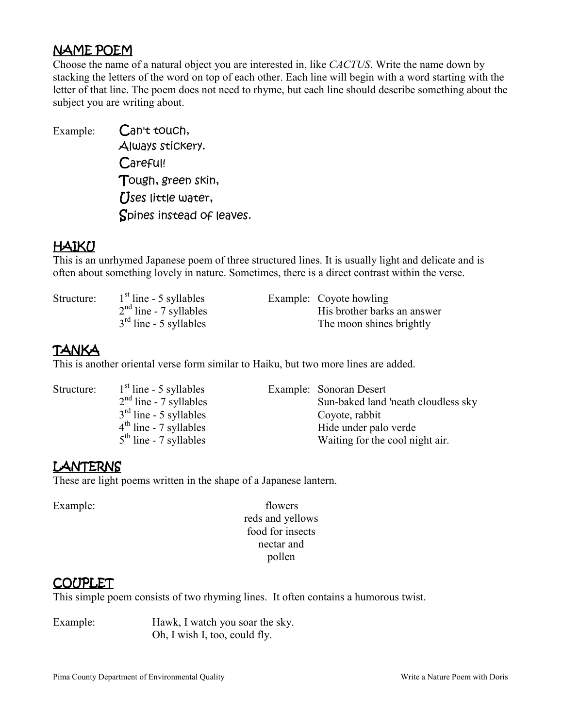## NAME POEM

Choose the name of a natural object you are interested in, like *CACTUS*. Write the name down by stacking the letters of the word on top of each other. Each line will begin with a word starting with the letter of that line. The poem does not need to rhyme, but each line should describe something about the subject you are writing about.

Example:

Can't touch,
Always stickery.
Careful!
Tough, green skin,
Uses little water,
Spines instead of leaves.

## HAIKU

This is an unrhymed Japanese poem of three structured lines. It is usually light and delicate and is often about something lovely in nature. Sometimes, there is a direct contrast within the verse.

Structure:
1st line - 5 syllables
2nd line - 7 syllables
3rd line - 5 syllables

Example:
Coyote howling
His brother barks an answer
The moon shines brightly

## TANKA

This is another oriental verse form similar to Haiku, but two more lines are added.

Structure:
1st line - 5 syllables
2nd line - 7 syllables
3rd line - 5 syllables
4th line - 7 syllables
5th line - 7 syllables

Example:
Sonoran Desert
Sun-baked land 'neath cloudless sky
Coyote, rabbit
Hide under palo verde
Waiting for the cool night air.

## LANTERNS

These are light poems written in the shape of a Japanese lantern.

Example:

flowers
reds and yellows
food for insects
nectar and
pollen

## COUPLET

This simple poem consists of two rhyming lines. It often contains a humorous twist.

Example:
Hawk, I watch you soar the sky.
Oh, I wish I, too, could fly.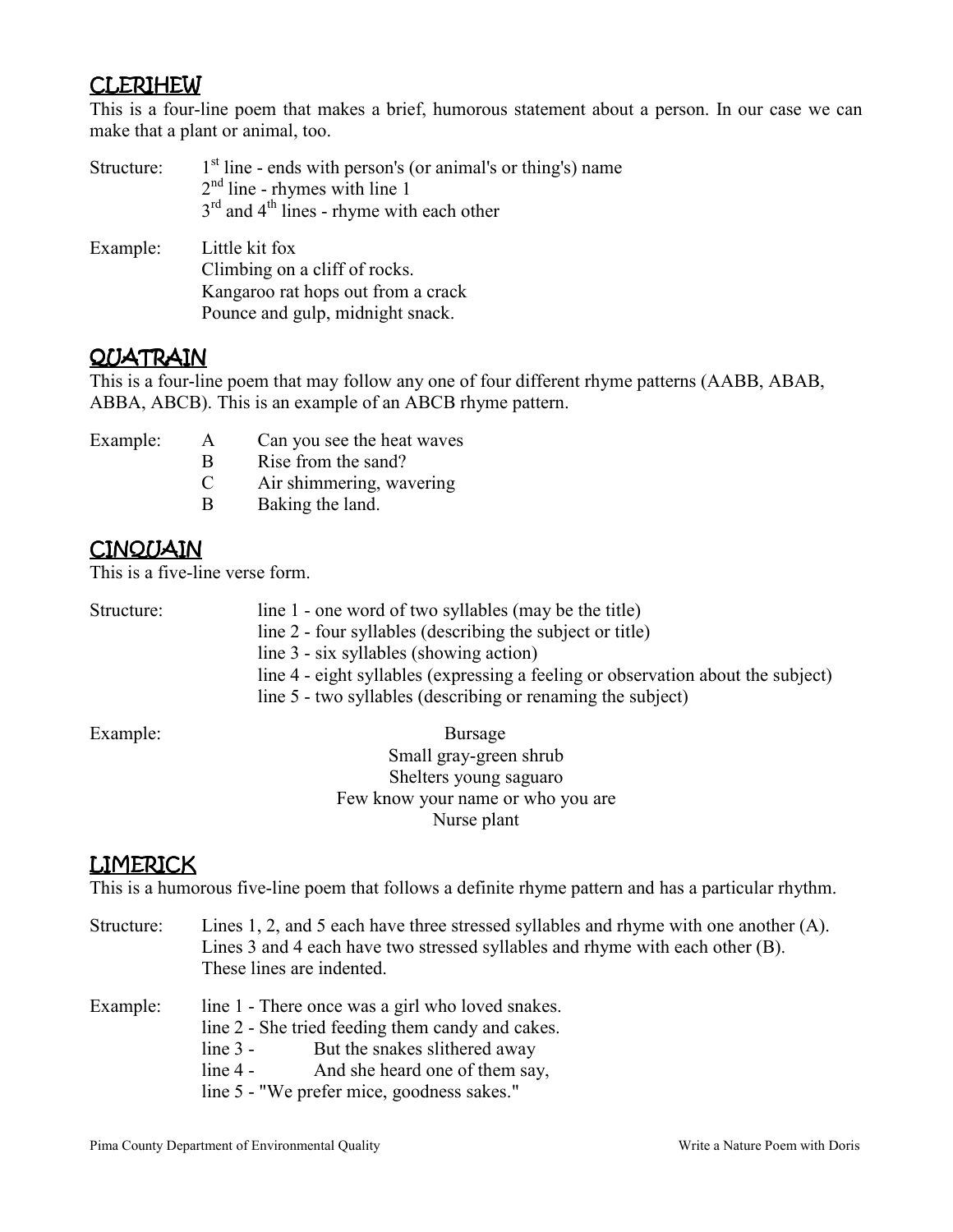## CLERIHEW

This is a four-line poem that makes a brief, humorous statement about a person. In our case we can make that a plant or animal, too.

Structure:
- 1st line - ends with person's (or animal's or thing's) name
- 2nd line - rhymes with line 1
- 3rd and 4th lines - rhyme with each other

Example:

Little kit fox
Climbing on a cliff of rocks.
Kangaroo rat hops out from a crack
Pounce and gulp, midnight snack.

## QUATRAIN

This is a four-line poem that may follow any one of four different rhyme patterns (AABB, ABAB, ABBA, ABCB). This is an example of an ABCB rhyme pattern.

Example:

A Can you see the heat waves
B Rise from the sand?
C Air shimmering, wavering
B Baking the land.

## CINQUAIN

This is a five-line verse form.

Structure:
- line 1 - one word of two syllables (may be the title)
- line 2 - four syllables (describing the subject or title)
- line 3 - six syllables (showing action)
- line 4 - eight syllables (expressing a feeling or observation about the subject)
- line 5 - two syllables (describing or renaming the subject)

Example:

Bursage
Small gray-green shrub
Shelters young saguaro
Few know your name or who you are
Nurse plant

## LIMERICK

This is a humorous five-line poem that follows a definite rhyme pattern and has a particular rhythm.

Structure: Lines 1, 2, and 5 each have three stressed syllables and rhyme with one another (A). Lines 3 and 4 each have two stressed syllables and rhyme with each other (B). These lines are indented.

Example:

line 1 - There once was a girl who loved snakes.
line 2 - She tried feeding them candy and cakes.
line 3 - But the snakes slithered away
line 4 - And she heard one of them say,
line 5 - "We prefer mice, goodness sakes."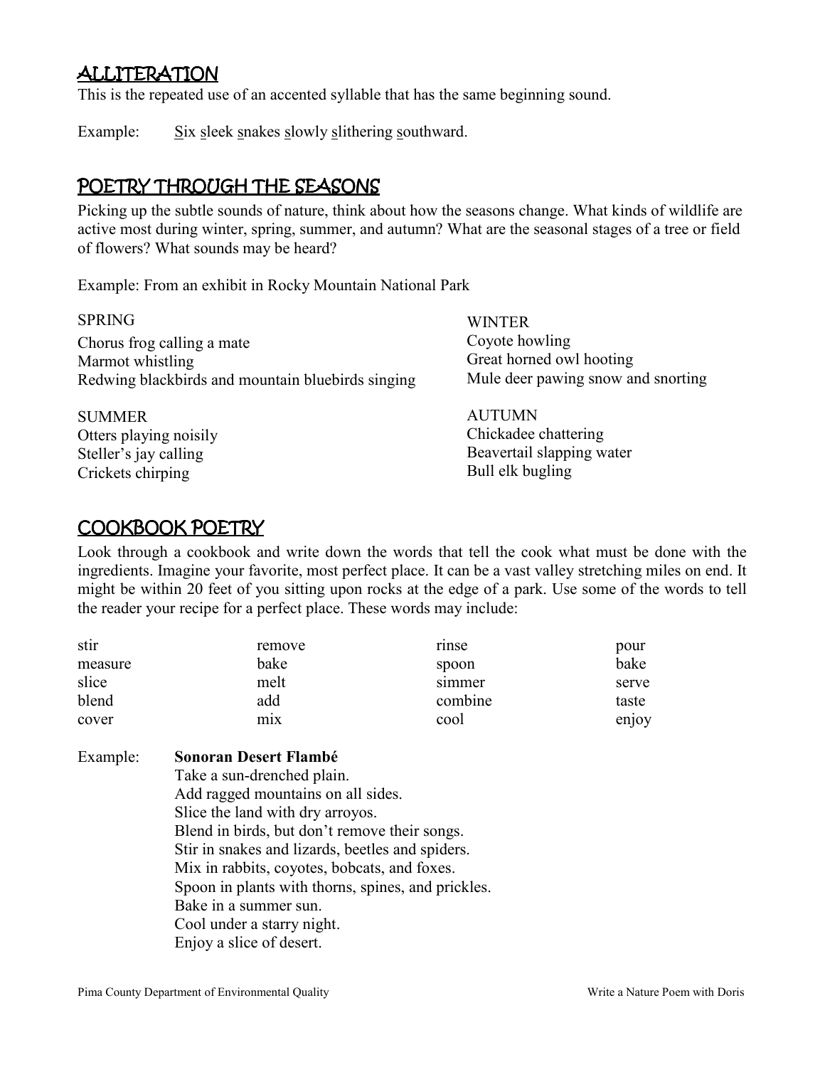## ALLITERATION

This is the repeated use of an accented syllable that has the same beginning sound.

Example: Six sleek snakes slowly slithering southward.

## POETRY THROUGH THE SEASONS

Picking up the subtle sounds of nature, think about how the seasons change. What kinds of wildlife are active most during winter, spring, summer, and autumn? What are the seasonal stages of a tree or field of flowers? What sounds may be heard?

Example: From an exhibit in Rocky Mountain National Park

SPRING
Chorus frog calling a mate
Marmot whistling
Redwing blackbirds and mountain bluebirds singing

SUMMER
Otters playing noisily
Steller's jay calling
Crickets chirping

WINTER
Coyote howling
Great horned owl hooting
Mule deer pawing snow and snorting

AUTUMN
Chickadee chattering
Beavertail slapping water
Bull elk bugling

## COOKBOOK POETRY

Look through a cookbook and write down the words that tell the cook what must be done with the ingredients. Imagine your favorite, most perfect place. It can be a vast valley stretching miles on end. It might be within 20 feet of you sitting upon rocks at the edge of a park. Use some of the words to tell the reader your recipe for a perfect place. These words may include:

| | | | |
|---|---|---|---|
| stir | remove | rinse | pour |
| measure | bake | spoon | bake |
| slice | melt | simmer | serve |
| blend | add | combine | taste |
| cover | mix | cool | enjoy |

Example: **Sonoran Desert Flambé**

Take a sun-drenched plain.
Add ragged mountains on all sides.
Slice the land with dry arroyos.
Blend in birds, but don't remove their songs.
Stir in snakes and lizards, beetles and spiders.
Mix in rabbits, coyotes, bobcats, and foxes.
Spoon in plants with thorns, spines, and prickles.
Bake in a summer sun.
Cool under a starry night.
Enjoy a slice of desert.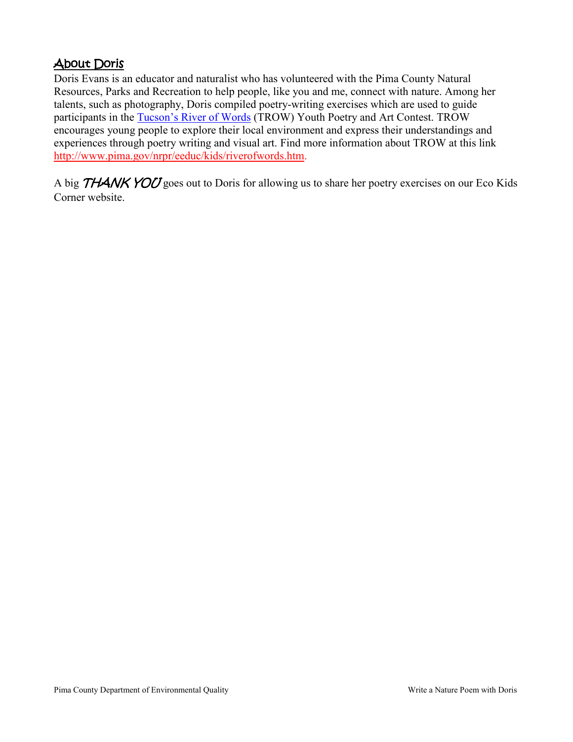## About Doris

Doris Evans is an educator and naturalist who has volunteered with the Pima County Natural Resources, Parks and Recreation to help people, like you and me, connect with nature. Among her talents, such as photography, Doris compiled poetry-writing exercises which are used to guide participants in the [Tucson's River of Words](http://www.pima.gov/nrpr/eeduc/kids/riverofwords.htm) (TROW) Youth Poetry and Art Contest. TROW encourages young people to explore their local environment and express their understandings and experiences through poetry writing and visual art. Find more information about TROW at this link http://www.pima.gov/nrpr/eeduc/kids/riverofwords.htm.

A big *THANK YOU* goes out to Doris for allowing us to share her poetry exercises on our Eco Kids Corner website.